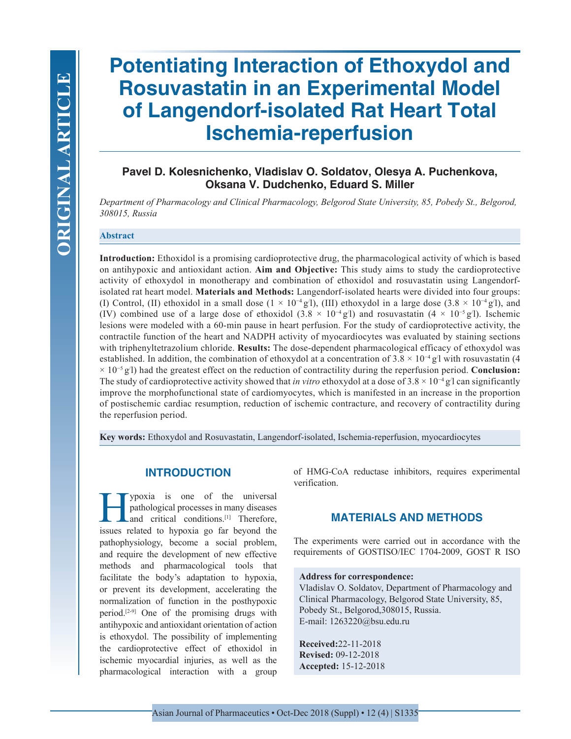ORIGINAL ARTICLE

# Potentiating Interaction of Ethoxydol and Rosuvastatin in an Experimental Model of Langendorf-isolated Rat Heart Total Ischemia-reperfusion

**Pavel D. Kolesnichenko, Vladislav O. Soldatov, Olesya A. Puchenkova, Oksana V. Dudchenko, Eduard S. Miller**

*Department of Pharmacology and Clinical Pharmacology, Belgorod State University, 85, Pobedy St., Belgorod, 308015, Russia*

### Abstract

**Introduction:** Ethoxidol is a promising cardioprotective drug, the pharmacological activity of which is based on antihypoxic and antioxidant action. **Aim and Objective:** This study aims to study the cardioprotective activity of ethoxydol in monotherapy and combination of ethoxidol and rosuvastatin using Langendorf-isolated rat heart model. **Materials and Methods:** Langendorf-isolated hearts were divided into four groups: (I) Control, (II) ethoxidol in a small dose ($1 \times 10^{-4}$ g/l), (III) ethoxydol in a large dose ($3.8 \times 10^{-4}$ g/l), and (IV) combined use of a large dose of ethoxidol ($3.8 \times 10^{-4}$ g/l) and rosuvastatin ($4 \times 10^{-5}$ g/l). Ischemic lesions were modeled with a 60-min pause in heart perfusion. For the study of cardioprotective activity, the contractile function of the heart and NADPH activity of myocardiocytes was evaluated by staining sections with triphenyltetrazolium chloride. **Results:** The dose-dependent pharmacological efficacy of ethoxydol was established. In addition, the combination of ethoxydol at a concentration of $3.8 \times 10^{-4}$ g/l with rosuvastatin ($4 \times 10^{-5}$ g/l) had the greatest effect on the reduction of contractility during the reperfusion period. **Conclusion:** The study of cardioprotective activity showed that *in vitro* ethoxydol at a dose of $3.8 \times 10^{-4}$ g/l can significantly improve the morphofunctional state of cardiomyocytes, which is manifested in an increase in the proportion of postischemic cardiac resumption, reduction of ischemic contracture, and recovery of contractility during the reperfusion period.

**Key words:** Ethoxydol and Rosuvastatin, Langendorf-isolated, Ischemia-reperfusion, myocardiocytes

## INTRODUCTION

Hypoxia is one of the universal pathological processes in many diseases and critical conditions.[1] Therefore, issues related to hypoxia go far beyond the pathophysiology, become a social problem, and require the development of new effective methods and pharmacological tools that facilitate the body's adaptation to hypoxia, or prevent its development, accelerating the normalization of function in the posthypoxic period.[2-9] One of the promising drugs with antihypoxic and antioxidant orientation of action is ethoxydol. The possibility of implementing the cardioprotective effect of ethoxidol in ischemic myocardial injuries, as well as the pharmacological interaction with a group of HMG-CoA reductase inhibitors, requires experimental verification.

## MATERIALS AND METHODS

The experiments were carried out in accordance with the requirements of GOSTISO/IEC 1704-2009, GOST R ISO

**Address for correspondence:**
Vladislav O. Soldatov, Department of Pharmacology and Clinical Pharmacology, Belgorod State University, 85, Pobedy St., Belgorod,308015, Russia.
E-mail: 1263220@bsu.edu.ru

**Received:**22-11-2018
**Revised:** 09-12-2018
**Accepted:** 15-12-2018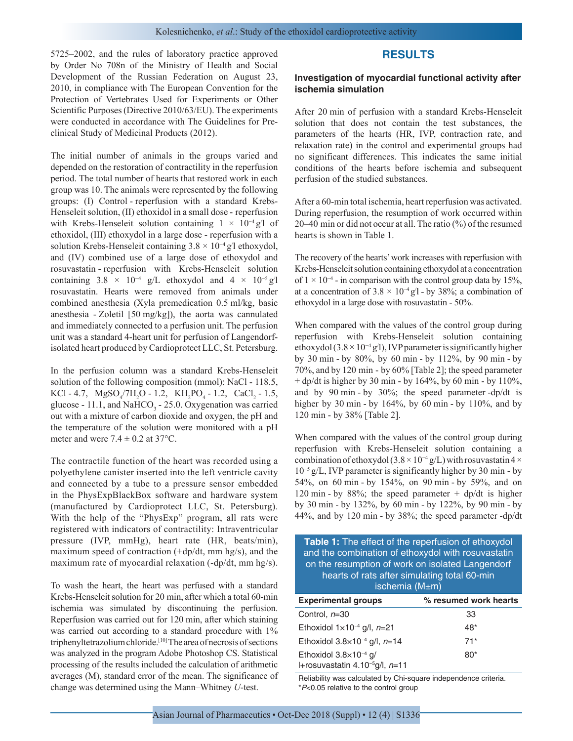5725–2002, and the rules of laboratory practice approved by Order No 708n of the Ministry of Health and Social Development of the Russian Federation on August 23, 2010, in compliance with The European Convention for the Protection of Vertebrates Used for Experiments or Other Scientific Purposes (Directive 2010/63/EU). The experiments were conducted in accordance with The Guidelines for Preclinical Study of Medicinal Products (2012).

The initial number of animals in the groups varied and depended on the restoration of contractility in the reperfusion period. The total number of hearts that restored work in each group was 10. The animals were represented by the following groups: (I) Control - reperfusion with a standard Krebs-Henseleit solution, (II) ethoxidol in a small dose - reperfusion with Krebs-Henseleit solution containing $1 \times 10^{-4}$ g/l of ethoxidol, (III) ethoxydol in a large dose - reperfusion with a solution Krebs-Henseleit containing $3.8 \times 10^{-4}$ g/l ethoxydol, and (IV) combined use of a large dose of ethoxydol and rosuvastatin - reperfusion with Krebs-Henseleit solution containing $3.8 \times 10^{-4}$ g/L ethoxydol and $4 \times 10^{-5}$ g/l rosuvastatin. Hearts were removed from animals under combined anesthesia (Xyla premedication 0.5 ml/kg, basic anesthesia - Zoletil [50 mg/kg]), the aorta was cannulated and immediately connected to a perfusion unit. The perfusion unit was a standard 4-heart unit for perfusion of Langendorf-isolated heart produced by Cardioprotect LLC, St. Petersburg.

In the perfusion column was a standard Krebs-Henseleit solution of the following composition (mmol): NaCl - 118.5, KCl - 4.7, $MgSO_4/7H_2O$ - 1.2, $KH_2PO_4$ - 1.2, $CaCl_2$ - 1.5, glucose - 11.1, and $NaHCO_3$ - 25.0. Oxygenation was carried out with a mixture of carbon dioxide and oxygen, the pH and the temperature of the solution were monitored with a pH meter and were $7.4 \pm 0.2$ at 37°C.

The contractile function of the heart was recorded using a polyethylene canister inserted into the left ventricle cavity and connected by a tube to a pressure sensor embedded in the PhysExpBlackBox software and hardware system (manufactured by Cardioprotect LLC, St. Petersburg). With the help of the "PhysExp" program, all rats were registered with indicators of contractility: Intraventricular pressure (IVP, mmHg), heart rate (HR, beats/min), maximum speed of contraction (+dp/dt, mm hg/s), and the maximum rate of myocardial relaxation (-dp/dt, mm hg/s).

To wash the heart, the heart was perfused with a standard Krebs-Henseleit solution for 20 min, after which a total 60-min ischemia was simulated by discontinuing the perfusion. Reperfusion was carried out for 120 min, after which staining was carried out according to a standard procedure with 1% triphenyltetrazolium chloride.[10] The area of necrosis of sections was analyzed in the program Adobe Photoshop CS. Statistical processing of the results included the calculation of arithmetic averages (M), standard error of the mean. The significance of change was determined using the Mann–Whitney *U*-test.

## RESULTS

### Investigation of myocardial functional activity after ischemia simulation

After 20 min of perfusion with a standard Krebs-Henseleit solution that does not contain the test substances, the parameters of the hearts (HR, IVP, contraction rate, and relaxation rate) in the control and experimental groups had no significant differences. This indicates the same initial conditions of the hearts before ischemia and subsequent perfusion of the studied substances.

After a 60-min total ischemia, heart reperfusion was activated. During reperfusion, the resumption of work occurred within 20–40 min or did not occur at all. The ratio (%) of the resumed hearts is shown in Table 1.

The recovery of the hearts' work increases with reperfusion with Krebs-Henseleit solution containing ethoxydol at a concentration of $1 \times 10^{-4}$ - in comparison with the control group data by 15%, at a concentration of $3.8 \times 10^{-4}$ g/l - by 38%; a combination of ethoxydol in a large dose with rosuvastatin - 50%.

When compared with the values of the control group during reperfusion with Krebs-Henseleit solution containing ethoxydol ($3.8 \times 10^{-4}$ g/l), IVP parameter is significantly higher by 30 min - by 80%, by 60 min - by 112%, by 90 min - by 70%, and by 120 min - by 60% [Table 2]; the speed parameter + dp/dt is higher by 30 min - by 164%, by 60 min - by 110%, and by 90 min - by 30%; the speed parameter -dp/dt is higher by 30 min - by 164%, by 60 min - by 110%, and by 120 min - by 38% [Table 2].

When compared with the values of the control group during reperfusion with Krebs-Henseleit solution containing a combination of ethoxydol ($3.8 \times 10^{-4}$ g/L) with rosuvastatin $4 \times 10^{-5}$ g/L, IVP parameter is significantly higher by 30 min - by 54%, on 60 min - by 154%, on 90 min - by 59%, and on 120 min - by 88%; the speed parameter + dp/dt is higher by 30 min - by 132%, by 60 min - by 122%, by 90 min - by 44%, and by 120 min - by 38%; the speed parameter -dp/dt

**Table 1:** The effect of the reperfusion of ethoxydol and the combination of ethoxydol with rosuvastatin on the resumption of work on isolated Langendorf hearts of rats after simulating total 60-min ischemia (M±m)

| Experimental groups | % resumed work hearts |
|---|---|
| Control, *n*=30 | 33 |
| Ethoxidol $1\times10^{-4}$ g/l, *n*=21 | 48* |
| Ethoxidol $3.8\times10^{-4}$ g/l, *n*=14 | 71* |
| Ethoxidol $3.8\times10^{-4}$ g/l+rosuvastatin $4.10^{-5}$g/l, *n*=11 | 80* |

Reliability was calculated by Chi-square independence criteria. *$P<0.05$ relative to the control group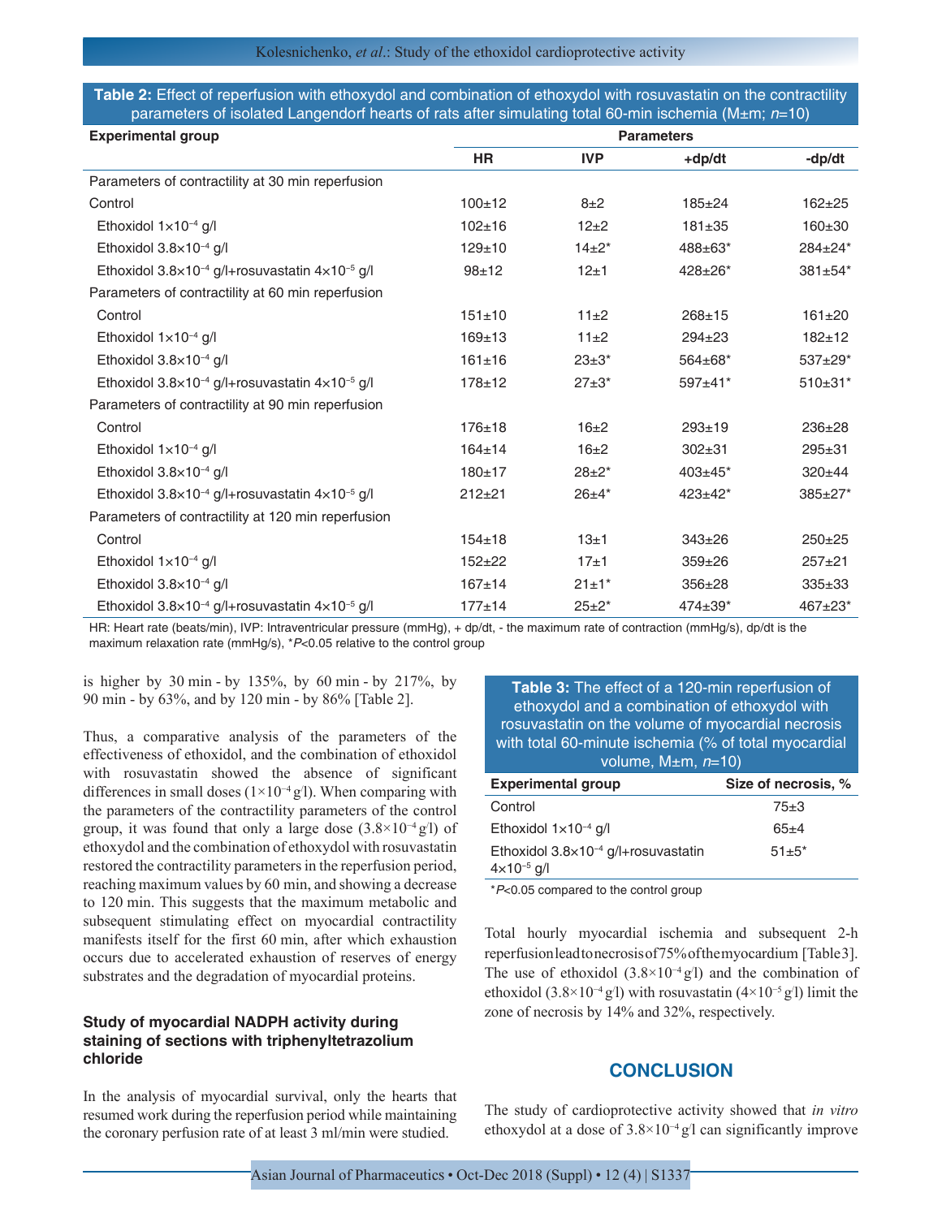**Table 2:** Effect of reperfusion with ethoxydol and combination of ethoxydol with rosuvastatin on the contractility parameters of isolated Langendorf hearts of rats after simulating total 60-min ischemia (M±m; *n*=10)

| Experimental group | Parameters | | | |
|---|---|---|---|---|
| | HR | IVP | +dp/dt | -dp/dt |
| Parameters of contractility at 30 min reperfusion | | | | |
| Control | 100±12 | 8±2 | 185±24 | 162±25 |
| Ethoxidol $1\times10^{-4}$ g/l | 102±16 | 12±2 | 181±35 | 160±30 |
| Ethoxidol $3.8\times10^{-4}$ g/l | 129±10 | 14±2* | 488±63* | 284±24* |
| Ethoxidol $3.8\times10^{-4}$ g/l+rosuvastatin $4\times10^{-5}$ g/l | 98±12 | 12±1 | 428±26* | 381±54* |
| Parameters of contractility at 60 min reperfusion | | | | |
| Control | 151±10 | 11±2 | 268±15 | 161±20 |
| Ethoxidol $1\times10^{-4}$ g/l | 169±13 | 11±2 | 294±23 | 182±12 |
| Ethoxidol $3.8\times10^{-4}$ g/l | 161±16 | 23±3* | 564±68* | 537±29* |
| Ethoxidol $3.8\times10^{-4}$ g/l+rosuvastatin $4\times10^{-5}$ g/l | 178±12 | 27±3* | 597±41* | 510±31* |
| Parameters of contractility at 90 min reperfusion | | | | |
| Control | 176±18 | 16±2 | 293±19 | 236±28 |
| Ethoxidol $1\times10^{-4}$ g/l | 164±14 | 16±2 | 302±31 | 295±31 |
| Ethoxidol $3.8\times10^{-4}$ g/l | 180±17 | 28±2* | 403±45* | 320±44 |
| Ethoxidol $3.8\times10^{-4}$ g/l+rosuvastatin $4\times10^{-5}$ g/l | 212±21 | 26±4* | 423±42* | 385±27* |
| Parameters of contractility at 120 min reperfusion | | | | |
| Control | 154±18 | 13±1 | 343±26 | 250±25 |
| Ethoxidol $1\times10^{-4}$ g/l | 152±22 | 17±1 | 359±26 | 257±21 |
| Ethoxidol $3.8\times10^{-4}$ g/l | 167±14 | 21±1* | 356±28 | 335±33 |
| Ethoxidol $3.8\times10^{-4}$ g/l+rosuvastatin $4\times10^{-5}$ g/l | 177±14 | 25±2* | 474±39* | 467±23* |

HR: Heart rate (beats/min), IVP: Intraventricular pressure (mmHg), + dp/dt, - the maximum rate of contraction (mmHg/s), dp/dt is the maximum relaxation rate (mmHg/s), *$P<0.05$ relative to the control group

is higher by 30 min - by 135%, by 60 min - by 217%, by 90 min - by 63%, and by 120 min - by 86% [Table 2].

Thus, a comparative analysis of the parameters of the effectiveness of ethoxidol, and the combination of ethoxidol with rosuvastatin showed the absence of significant differences in small doses ($1\times10^{-4}$ g/l). When comparing with the parameters of the contractility parameters of the control group, it was found that only a large dose ($3.8\times10^{-4}$ g/l) of ethoxydol and the combination of ethoxydol with rosuvastatin restored the contractility parameters in the reperfusion period, reaching maximum values by 60 min, and showing a decrease to 120 min. This suggests that the maximum metabolic and subsequent stimulating effect on myocardial contractility manifests itself for the first 60 min, after which exhaustion occurs due to accelerated exhaustion of reserves of energy substrates and the degradation of myocardial proteins.

### Study of myocardial NADPH activity during staining of sections with triphenyltetrazolium chloride

In the analysis of myocardial survival, only the hearts that resumed work during the reperfusion period while maintaining the coronary perfusion rate of at least 3 ml/min were studied.

**Table 3:** The effect of a 120-min reperfusion of ethoxydol and a combination of ethoxydol with rosuvastatin on the volume of myocardial necrosis with total 60-minute ischemia (% of total myocardial volume, M±m, *n*=10)

| Experimental group | Size of necrosis, % |
|---|---|
| Control | 75±3 |
| Ethoxidol $1\times10^{-4}$ g/l | 65±4 |
| Ethoxidol $3.8\times10^{-4}$ g/l+rosuvastatin $4\times10^{-5}$ g/l | 51±5* |

*$P<0.05$ compared to the control group

Total hourly myocardial ischemia and subsequent 2-h reperfusion lead to necrosis of 75% of the myocardium [Table 3]. The use of ethoxidol ($3.8\times10^{-4}$ g/l) and the combination of ethoxidol ($3.8\times10^{-4}$ g/l) with rosuvastatin ($4\times10^{-5}$ g/l) limit the zone of necrosis by 14% and 32%, respectively.

## CONCLUSION

The study of cardioprotective activity showed that *in vitro* ethoxydol at a dose of $3.8\times10^{-4}$ g/l can significantly improve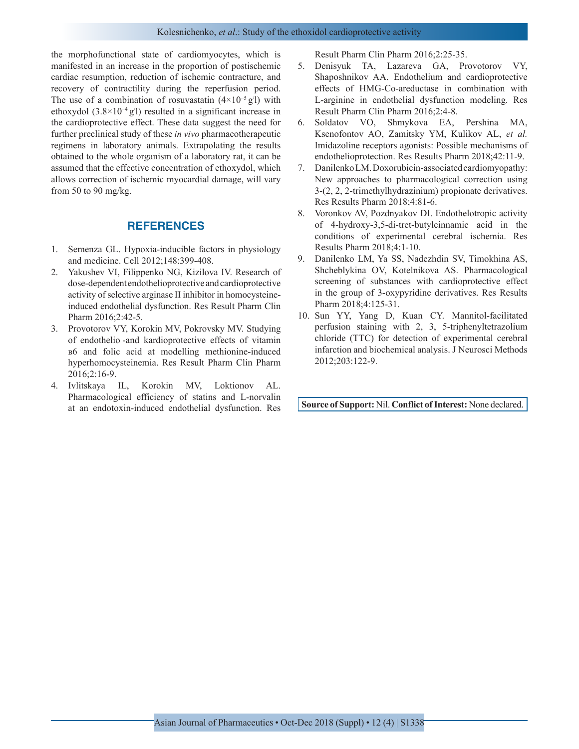the morphofunctional state of cardiomyocytes, which is manifested in an increase in the proportion of postischemic cardiac resumption, reduction of ischemic contracture, and recovery of contractility during the reperfusion period. The use of a combination of rosuvastatin ($4\times10^{-5}$ g/l) with ethoxydol ($3.8\times10^{-4}$ g/l) resulted in a significant increase in the cardioprotective effect. These data suggest the need for further preclinical study of these *in vivo* pharmacotherapeutic regimens in laboratory animals. Extrapolating the results obtained to the whole organism of a laboratory rat, it can be assumed that the effective concentration of ethoxydol, which allows correction of ischemic myocardial damage, will vary from 50 to 90 mg/kg.

## REFERENCES

1. Semenza GL. Hypoxia-inducible factors in physiology and medicine. Cell 2012;148:399-408.
2. Yakushev VI, Filippenko NG, Kizilova IV. Research of dose-dependent endothelioprotective and cardioprotective activity of selective arginase II inhibitor in homocysteine-induced endothelial dysfunction. Res Result Pharm Clin Pharm 2016;2:42-5.
3. Provotorov VY, Korokin MV, Pokrovsky MV. Studying of endothelio -and kardioprotective effects of vitamin в6 and folic acid at modelling methionine-induced hyperhomocysteinemia. Res Result Pharm Clin Pharm 2016;2:16-9.
4. Ivlitskaya IL, Korokin MV, Loktionov AL. Pharmacological efficiency of statins and L-norvalin at an endotoxin-induced endothelial dysfunction. Res Result Pharm Clin Pharm 2016;2:25-35.
5. Denisyuk TA, Lazareva GA, Provotorov VY, Shaposhnikov AA. Endothelium and cardioprotective effects of HMG-Co-areductase in combination with L-arginine in endothelial dysfunction modeling. Res Result Pharm Clin Pharm 2016;2:4-8.
6. Soldatov VO, Shmykova EA, Pershina MA, Ksenofontov AO, Zamitsky YM, Kulikov AL, *et al.* Imidazoline receptors agonists: Possible mechanisms of endothelioprotection. Res Results Pharm 2018;42:11-9.
7. Danilenko LM. Doxorubicin-associated cardiomyopathy: New approaches to pharmacological correction using 3-(2, 2, 2-trimethylhydrazinium) propionate derivatives. Res Results Pharm 2018;4:81-6.
8. Voronkov AV, Pozdnyakov DI. Endothelotropic activity of 4-hydroxy-3,5-di-tret-butylcinnamic acid in the conditions of experimental cerebral ischemia. Res Results Pharm 2018;4:1-10.
9. Danilenko LM, Ya SS, Nadezhdin SV, Timokhina AS, Shcheblykina OV, Kotelnikova AS. Pharmacological screening of substances with cardioprotective effect in the group of 3-oxypyridine derivatives. Res Results Pharm 2018;4:125-31.
10. Sun YY, Yang D, Kuan CY. Mannitol-facilitated perfusion staining with 2, 3, 5-triphenyltetrazolium chloride (TTC) for detection of experimental cerebral infarction and biochemical analysis. J Neurosci Methods 2012;203:122-9.

**Source of Support:** Nil. **Conflict of Interest:** None declared.